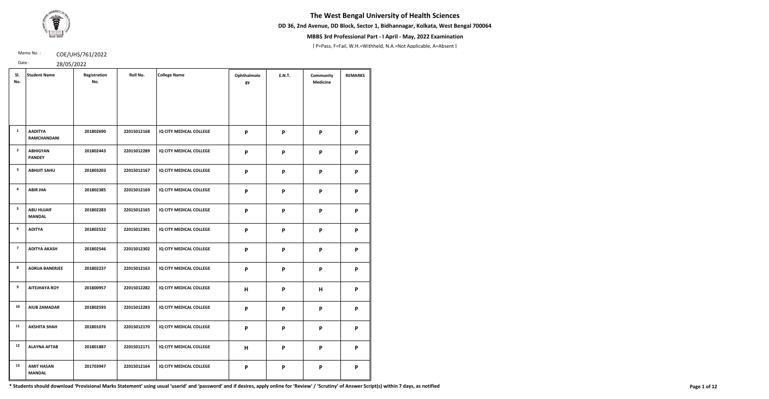# The West Bengal University of Health Sciences

**DD 36, 2nd Avenue, DD Block, Sector 1, Bidhannagar, Kolkata, West Bengal 700064**

**MBBS 3rd Professional Part - I April - May, 2022 Examination**

[ P=Pass, F=Fail, W.H.=Withheld, N.A.=Not Applicable, A=Absent ]

Memo No. : COE/UHS/761/2022

Date : 28/05/2022

| Sl. No. | Student Name | Registration No. | Roll No. | College Name | Ophthalmology | E.N.T. | Community Medicine | REMARKS |
|---|---|---|---|---|---|---|---|---|
| 1 | AADITYA RAMCHANDANI | 201802690 | 22015012168 | IQ CITY MEDICAL COLLEGE | P | P | P | P |
| 2 | ABHIGYAN PANDEY | 201802443 | 22015012289 | IQ CITY MEDICAL COLLEGE | P | P | P | P |
| 3 | ABHIJIT SAHU | 201803203 | 22015012167 | IQ CITY MEDICAL COLLEGE | P | P | P | P |
| 4 | ABIR JHA | 201802385 | 22015012169 | IQ CITY MEDICAL COLLEGE | P | P | P | P |
| 5 | ABU HUJAIF MANDAL | 201802283 | 22015012165 | IQ CITY MEDICAL COLLEGE | P | P | P | P |
| 6 | ADITYA | 201802532 | 22015012301 | IQ CITY MEDICAL COLLEGE | P | P | P | P |
| 7 | ADITYA AKASH | 201802546 | 22015012302 | IQ CITY MEDICAL COLLEGE | P | P | P | P |
| 8 | ADRIJA BANERJEE | 201802237 | 22015012163 | IQ CITY MEDICAL COLLEGE | P | P | P | P |
| 9 | AITEJHAYA ROY | 201800957 | 22015012282 | IQ CITY MEDICAL COLLEGE | H | P | H | P |
| 10 | AIUB ZAMADAR | 201802593 | 22015012283 | IQ CITY MEDICAL COLLEGE | P | P | P | P |
| 11 | AKSHITA SHAH | 201801076 | 22015012170 | IQ CITY MEDICAL COLLEGE | P | P | P | P |
| 12 | ALAYNA AFTAB | 201801887 | 22015012171 | IQ CITY MEDICAL COLLEGE | H | P | P | P |
| 13 | AMIT HASAN MANDAL | 201703947 | 22015012164 | IQ CITY MEDICAL COLLEGE | P | P | P | P |

**\* Students should download 'Provisional Marks Statement' using usual 'userid' and 'password' and if desires, apply online for 'Review' / 'Scrutiny' of Answer Script(s) within 7 days, as notified**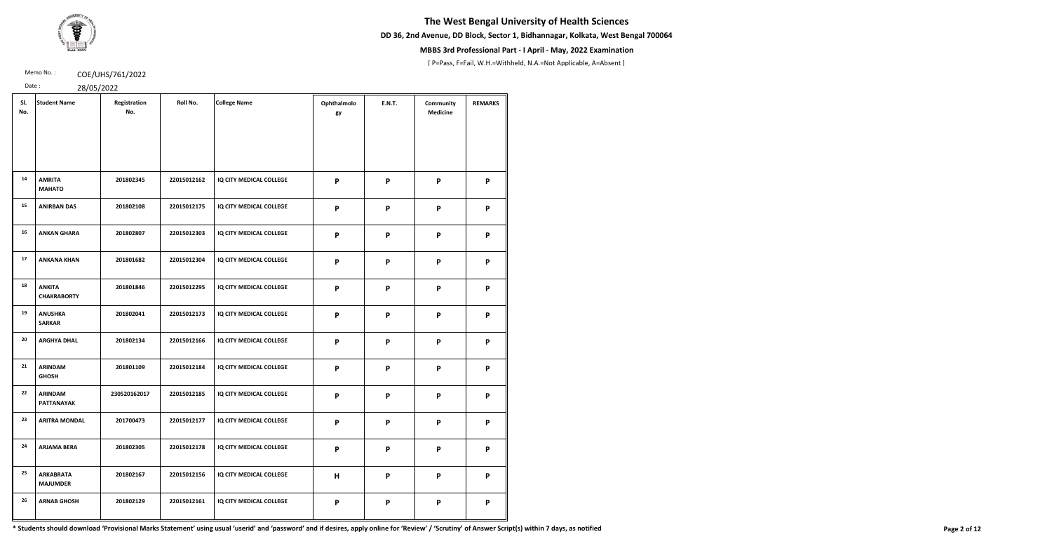# The West Bengal University of Health Sciences

**DD 36, 2nd Avenue, DD Block, Sector 1, Bidhannagar, Kolkata, West Bengal 700064**

**MBBS 3rd Professional Part - I April - May, 2022 Examination**

[ P=Pass, F=Fail, W.H.=Withheld, N.A.=Not Applicable, A=Absent ]

Memo No. : COE/UHS/761/2022

Date : 28/05/2022

| Sl. No. | Student Name | Registration No. | Roll No. | College Name | Ophthalmology | E.N.T. | Community Medicine | REMARKS |
|---|---|---|---|---|---|---|---|---|
| 14 | AMRITA MAHATO | 201802345 | 22015012162 | IQ CITY MEDICAL COLLEGE | P | P | P | P |
| 15 | ANIRBAN DAS | 201802108 | 22015012175 | IQ CITY MEDICAL COLLEGE | P | P | P | P |
| 16 | ANKAN GHARA | 201802807 | 22015012303 | IQ CITY MEDICAL COLLEGE | P | P | P | P |
| 17 | ANKANA KHAN | 201801682 | 22015012304 | IQ CITY MEDICAL COLLEGE | P | P | P | P |
| 18 | ANKITA CHAKRABORTY | 201801846 | 22015012295 | IQ CITY MEDICAL COLLEGE | P | P | P | P |
| 19 | ANUSHKA SARKAR | 201802041 | 22015012173 | IQ CITY MEDICAL COLLEGE | P | P | P | P |
| 20 | ARGHYA DHAL | 201802134 | 22015012166 | IQ CITY MEDICAL COLLEGE | P | P | P | P |
| 21 | ARINDAM GHOSH | 201801109 | 22015012184 | IQ CITY MEDICAL COLLEGE | P | P | P | P |
| 22 | ARINDAM PATTANAYAK | 230520162017 | 22015012185 | IQ CITY MEDICAL COLLEGE | P | P | P | P |
| 23 | ARITRA MONDAL | 201700473 | 22015012177 | IQ CITY MEDICAL COLLEGE | P | P | P | P |
| 24 | ARJAMA BERA | 201802305 | 22015012178 | IQ CITY MEDICAL COLLEGE | P | P | P | P |
| 25 | ARKABRATA MAJUMDER | 201802167 | 22015012156 | IQ CITY MEDICAL COLLEGE | H | P | P | P |
| 26 | ARNAB GHOSH | 201802129 | 22015012161 | IQ CITY MEDICAL COLLEGE | P | P | P | P |

**\* Students should download 'Provisional Marks Statement' using usual 'userid' and 'password' and if desires, apply online for 'Review' / 'Scrutiny' of Answer Script(s) within 7 days, as notified**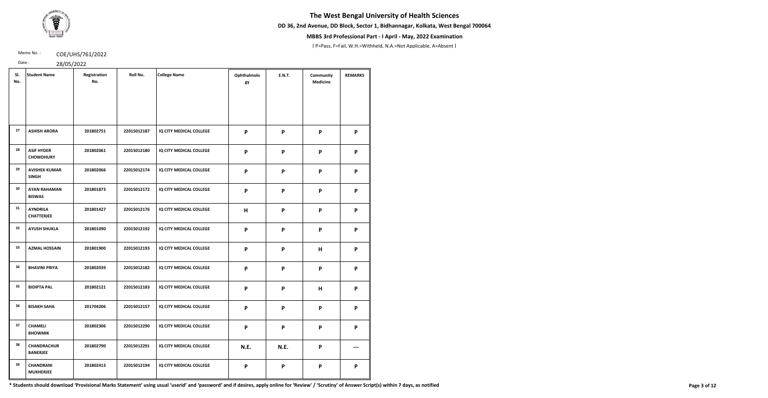# The West Bengal University of Health Sciences

**DD 36, 2nd Avenue, DD Block, Sector 1, Bidhannagar, Kolkata, West Bengal 700064**

**MBBS 3rd Professional Part - I April - May, 2022 Examination**

[ P=Pass, F=Fail, W.H.=Withheld, N.A.=Not Applicable, A=Absent ]

Memo No. : COE/UHS/761/2022

Date : 28/05/2022

| Sl. No. | Student Name | Registration No. | Roll No. | College Name | Ophthalmology | E.N.T. | Community Medicine | REMARKS |
|---|---|---|---|---|---|---|---|---|
| 27 | ASHISH ARORA | 201802751 | 22015012187 | IQ CITY MEDICAL COLLEGE | P | P | P | P |
| 28 | ASIF HYDER CHOWDHURY | 201802061 | 22015012180 | IQ CITY MEDICAL COLLEGE | P | P | P | P |
| 29 | AVISHEK KUMAR SINGH | 201802066 | 22015012174 | IQ CITY MEDICAL COLLEGE | P | P | P | P |
| 30 | AYAN RAHAMAN BISWAS | 201801873 | 22015012172 | IQ CITY MEDICAL COLLEGE | P | P | P | P |
| 31 | AYNDRILA CHATTERJEE | 201801427 | 22015012176 | IQ CITY MEDICAL COLLEGE | H | P | P | P |
| 32 | AYUSH SHUKLA | 201801090 | 22015012192 | IQ CITY MEDICAL COLLEGE | P | P | P | P |
| 33 | AZMAL HOSSAIN | 201801900 | 22015012193 | IQ CITY MEDICAL COLLEGE | P | P | H | P |
| 34 | BHAVINI PRIYA | 201802039 | 22015012182 | IQ CITY MEDICAL COLLEGE | P | P | P | P |
| 35 | BIDIPTA PAL | 201802121 | 22015012183 | IQ CITY MEDICAL COLLEGE | P | P | H | P |
| 36 | BISAKH SAHA | 201704206 | 22015012157 | IQ CITY MEDICAL COLLEGE | P | P | P | P |
| 37 | CHAMELI BHOWMIK | 201802306 | 22015012290 | IQ CITY MEDICAL COLLEGE | P | P | P | P |
| 38 | CHANDRACHUR BANERJEE | 201802790 | 22015012291 | IQ CITY MEDICAL COLLEGE | N.E. | N.E. | P | --- |
| 39 | CHANDRANI MUKHERJEE | 201802413 | 22015012194 | IQ CITY MEDICAL COLLEGE | P | P | P | P |

**\* Students should download 'Provisional Marks Statement' using usual 'userid' and 'password' and if desires, apply online for 'Review' / 'Scrutiny' of Answer Script(s) within 7 days, as notified**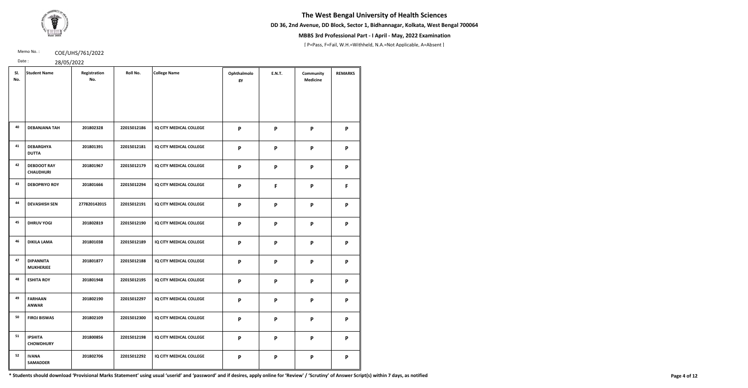# The West Bengal University of Health Sciences

**DD 36, 2nd Avenue, DD Block, Sector 1, Bidhannagar, Kolkata, West Bengal 700064**

**MBBS 3rd Professional Part - I April - May, 2022 Examination**

[ P=Pass, F=Fail, W.H.=Withheld, N.A.=Not Applicable, A=Absent ]

Memo No. : COE/UHS/761/2022

Date : 28/05/2022

| Sl. No. | Student Name | Registration No. | Roll No. | College Name | Ophthalmology | E.N.T. | Community Medicine | REMARKS |
|---|---|---|---|---|---|---|---|---|
| 40 | DEBANJANA TAH | 201802328 | 22015012186 | IQ CITY MEDICAL COLLEGE | P | P | P | P |
| 41 | DEBARGHYA DUTTA | 201801391 | 22015012181 | IQ CITY MEDICAL COLLEGE | P | P | P | P |
| 42 | DEBDOOT RAY CHAUDHURI | 201801967 | 22015012179 | IQ CITY MEDICAL COLLEGE | P | P | P | P |
| 43 | DEBOPRIYO ROY | 201801666 | 22015012294 | IQ CITY MEDICAL COLLEGE | P | F | P | F |
| 44 | DEVASHISH SEN | 277820142015 | 22015012191 | IQ CITY MEDICAL COLLEGE | P | P | P | P |
| 45 | DHRUV YOGI | 201802819 | 22015012190 | IQ CITY MEDICAL COLLEGE | P | P | P | P |
| 46 | DIKILA LAMA | 201801038 | 22015012189 | IQ CITY MEDICAL COLLEGE | P | P | P | P |
| 47 | DIPANNITA MUKHERJEE | 201801877 | 22015012188 | IQ CITY MEDICAL COLLEGE | P | P | P | P |
| 48 | ESHITA ROY | 201801948 | 22015012195 | IQ CITY MEDICAL COLLEGE | P | P | P | P |
| 49 | FARHAAN ANWAR | 201802190 | 22015012297 | IQ CITY MEDICAL COLLEGE | P | P | P | P |
| 50 | FIROJ BISWAS | 201802109 | 22015012300 | IQ CITY MEDICAL COLLEGE | P | P | P | P |
| 51 | IPSHITA CHOWDHURY | 201800856 | 22015012198 | IQ CITY MEDICAL COLLEGE | P | P | P | P |
| 52 | IVANA SAMADDER | 201802706 | 22015012292 | IQ CITY MEDICAL COLLEGE | P | P | P | P |

**\* Students should download 'Provisional Marks Statement' using usual 'userid' and 'password' and if desires, apply online for 'Review' / 'Scrutiny' of Answer Script(s) within 7 days, as notified**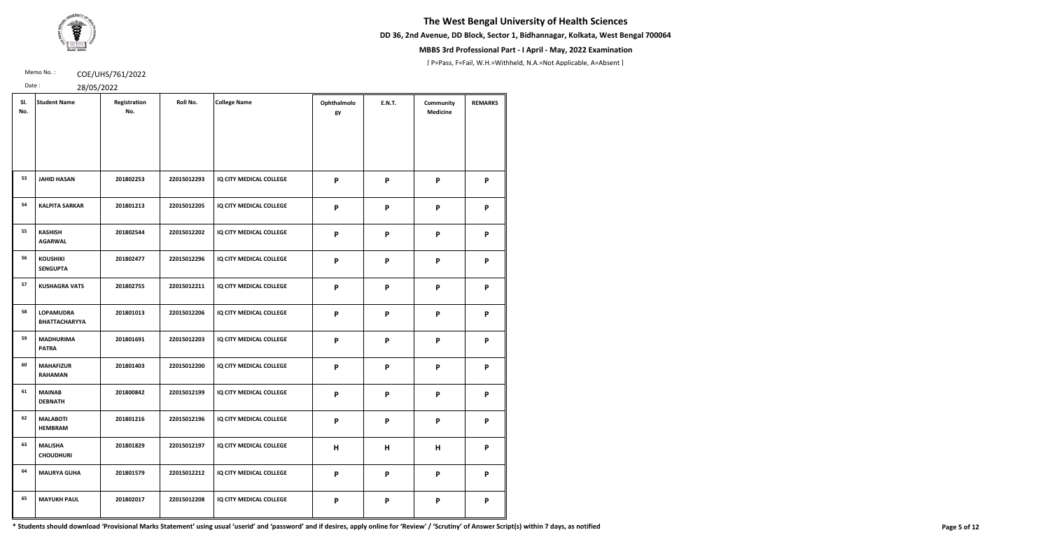# The West Bengal University of Health Sciences

**DD 36, 2nd Avenue, DD Block, Sector 1, Bidhannagar, Kolkata, West Bengal 700064**

**MBBS 3rd Professional Part - I April - May, 2022 Examination**

[ P=Pass, F=Fail, W.H.=Withheld, N.A.=Not Applicable, A=Absent ]

Memo No. : COE/UHS/761/2022

Date : 28/05/2022

| Sl. No. | Student Name | Registration No. | Roll No. | College Name | Ophthalmology | E.N.T. | Community Medicine | REMARKS |
|---|---|---|---|---|---|---|---|---|
| 53 | JAHID HASAN | 201802253 | 22015012293 | IQ CITY MEDICAL COLLEGE | P | P | P | P |
| 54 | KALPITA SARKAR | 201801213 | 22015012205 | IQ CITY MEDICAL COLLEGE | P | P | P | P |
| 55 | KASHISH AGARWAL | 201802544 | 22015012202 | IQ CITY MEDICAL COLLEGE | P | P | P | P |
| 56 | KOUSHIKI SENGUPTA | 201802477 | 22015012296 | IQ CITY MEDICAL COLLEGE | P | P | P | P |
| 57 | KUSHAGRA VATS | 201802755 | 22015012211 | IQ CITY MEDICAL COLLEGE | P | P | P | P |
| 58 | LOPAMUDRA BHATTACHARYYA | 201801013 | 22015012206 | IQ CITY MEDICAL COLLEGE | P | P | P | P |
| 59 | MADHURIMA PATRA | 201801691 | 22015012203 | IQ CITY MEDICAL COLLEGE | P | P | P | P |
| 60 | MAHAFIZUR RAHAMAN | 201801403 | 22015012200 | IQ CITY MEDICAL COLLEGE | P | P | P | P |
| 61 | MAINAB DEBNATH | 201800842 | 22015012199 | IQ CITY MEDICAL COLLEGE | P | P | P | P |
| 62 | MALABOTI HEMBRAM | 201801216 | 22015012196 | IQ CITY MEDICAL COLLEGE | P | P | P | P |
| 63 | MALISHA CHOUDHURI | 201801829 | 22015012197 | IQ CITY MEDICAL COLLEGE | H | H | H | P |
| 64 | MAURYA GUHA | 201801579 | 22015012212 | IQ CITY MEDICAL COLLEGE | P | P | P | P |
| 65 | MAYUKH PAUL | 201802017 | 22015012208 | IQ CITY MEDICAL COLLEGE | P | P | P | P |

**\* Students should download 'Provisional Marks Statement' using usual 'userid' and 'password' and if desires, apply online for 'Review' / 'Scrutiny' of Answer Script(s) within 7 days, as notified**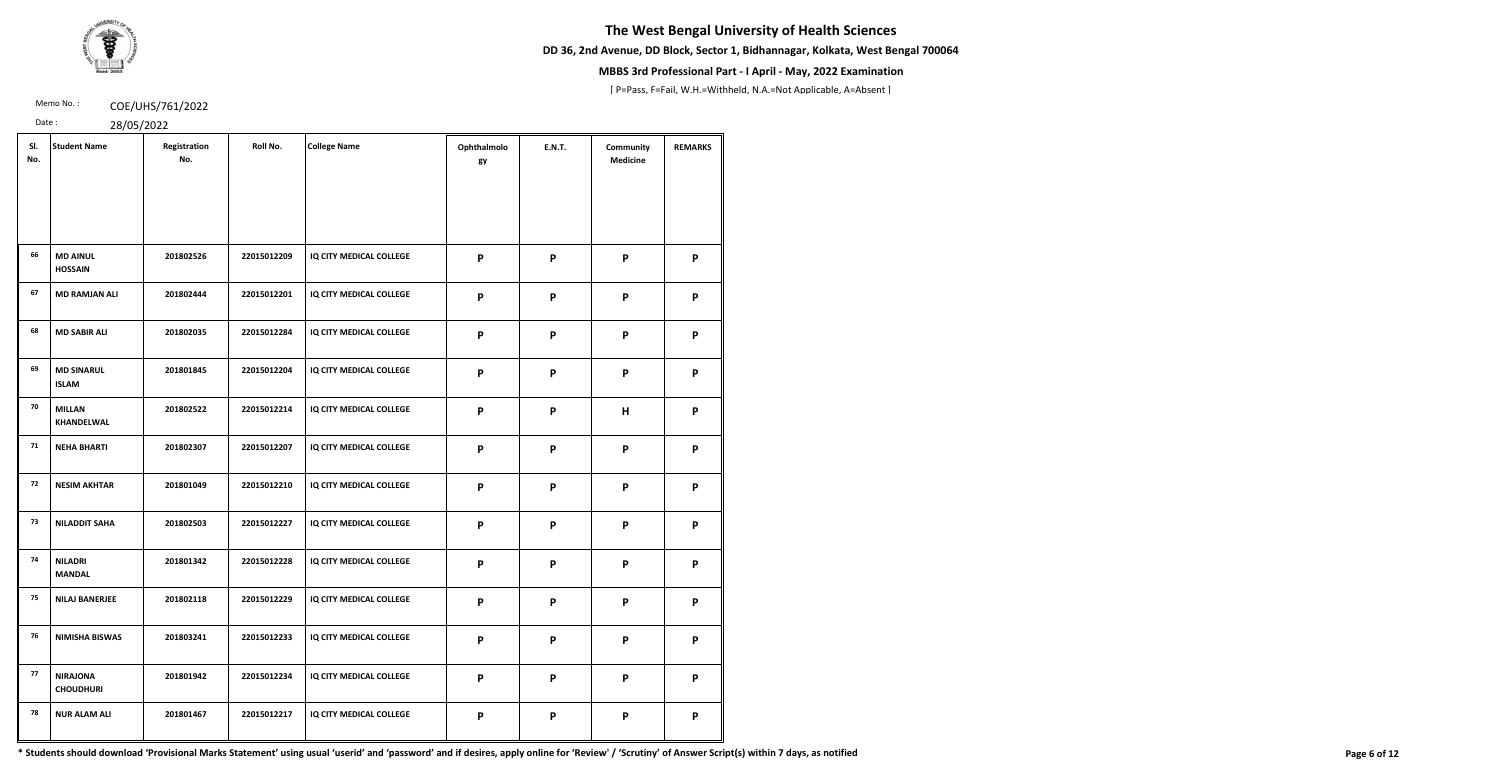# The West Bengal University of Health Sciences

**DD 36, 2nd Avenue, DD Block, Sector 1, Bidhannagar, Kolkata, West Bengal 700064**

**MBBS 3rd Professional Part - I April - May, 2022 Examination**

[ P=Pass, F=Fail, W.H.=Withheld, N.A.=Not Applicable, A=Absent ]

Memo No. : COE/UHS/761/2022

Date : 28/05/2022

| Sl. No. | Student Name | Registration No. | Roll No. | College Name | Ophthalmology | E.N.T. | Community Medicine | REMARKS |
|---|---|---|---|---|---|---|---|---|
| 66 | MD AINUL HOSSAIN | 201802526 | 22015012209 | IQ CITY MEDICAL COLLEGE | P | P | P | P |
| 67 | MD RAMJAN ALI | 201802444 | 22015012201 | IQ CITY MEDICAL COLLEGE | P | P | P | P |
| 68 | MD SABIR ALI | 201802035 | 22015012284 | IQ CITY MEDICAL COLLEGE | P | P | P | P |
| 69 | MD SINARUL ISLAM | 201801845 | 22015012204 | IQ CITY MEDICAL COLLEGE | P | P | P | P |
| 70 | MILLAN KHANDELWAL | 201802522 | 22015012214 | IQ CITY MEDICAL COLLEGE | P | P | H | P |
| 71 | NEHA BHARTI | 201802307 | 22015012207 | IQ CITY MEDICAL COLLEGE | P | P | P | P |
| 72 | NESIM AKHTAR | 201801049 | 22015012210 | IQ CITY MEDICAL COLLEGE | P | P | P | P |
| 73 | NILADDIT SAHA | 201802503 | 22015012227 | IQ CITY MEDICAL COLLEGE | P | P | P | P |
| 74 | NILADRI MANDAL | 201801342 | 22015012228 | IQ CITY MEDICAL COLLEGE | P | P | P | P |
| 75 | NILAJ BANERJEE | 201802118 | 22015012229 | IQ CITY MEDICAL COLLEGE | P | P | P | P |
| 76 | NIMISHA BISWAS | 201803241 | 22015012233 | IQ CITY MEDICAL COLLEGE | P | P | P | P |
| 77 | NIRAJONA CHOUDHURI | 201801942 | 22015012234 | IQ CITY MEDICAL COLLEGE | P | P | P | P |
| 78 | NUR ALAM ALI | 201801467 | 22015012217 | IQ CITY MEDICAL COLLEGE | P | P | P | P |

**\* Students should download 'Provisional Marks Statement' using usual 'userid' and 'password' and if desires, apply online for 'Review' / 'Scrutiny' of Answer Script(s) within 7 days, as notified**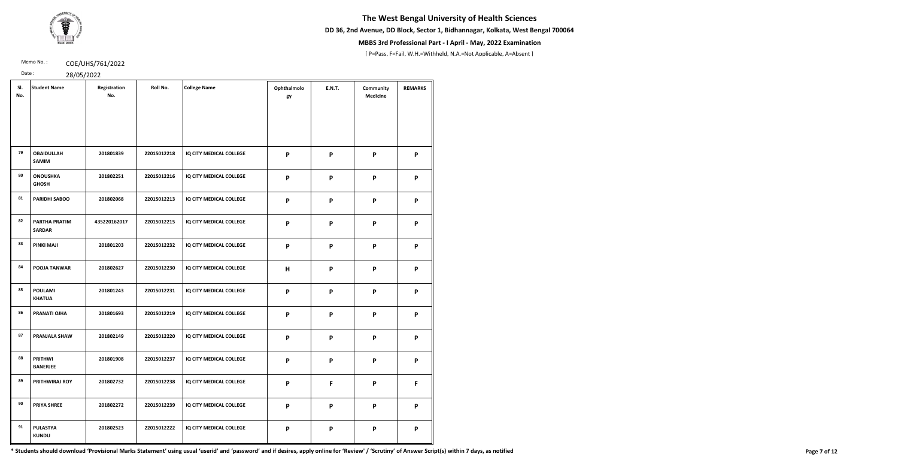# The West Bengal University of Health Sciences

**DD 36, 2nd Avenue, DD Block, Sector 1, Bidhannagar, Kolkata, West Bengal 700064**

**MBBS 3rd Professional Part - I April - May, 2022 Examination**

[ P=Pass, F=Fail, W.H.=Withheld, N.A.=Not Applicable, A=Absent ]

Memo No. : COE/UHS/761/2022

Date : 28/05/2022

| Sl. No. | Student Name | Registration No. | Roll No. | College Name | Ophthalmology | E.N.T. | Community Medicine | REMARKS |
|---|---|---|---|---|---|---|---|---|
| 79 | OBAIDULLAH SAMIM | 201801839 | 22015012218 | IQ CITY MEDICAL COLLEGE | P | P | P | P |
| 80 | ONOUSHKA GHOSH | 201802251 | 22015012216 | IQ CITY MEDICAL COLLEGE | P | P | P | P |
| 81 | PARIDHI SABOO | 201802068 | 22015012213 | IQ CITY MEDICAL COLLEGE | P | P | P | P |
| 82 | PARTHA PRATIM SARDAR | 435220162017 | 22015012215 | IQ CITY MEDICAL COLLEGE | P | P | P | P |
| 83 | PINKI MAJI | 201801203 | 22015012232 | IQ CITY MEDICAL COLLEGE | P | P | P | P |
| 84 | POOJA TANWAR | 201802627 | 22015012230 | IQ CITY MEDICAL COLLEGE | H | P | P | P |
| 85 | POULAMI KHATUA | 201801243 | 22015012231 | IQ CITY MEDICAL COLLEGE | P | P | P | P |
| 86 | PRANATI OJHA | 201801693 | 22015012219 | IQ CITY MEDICAL COLLEGE | P | P | P | P |
| 87 | PRANJALA SHAW | 201802149 | 22015012220 | IQ CITY MEDICAL COLLEGE | P | P | P | P |
| 88 | PRITHWI BANERJEE | 201801908 | 22015012237 | IQ CITY MEDICAL COLLEGE | P | P | P | P |
| 89 | PRITHWIRAJ ROY | 201802732 | 22015012238 | IQ CITY MEDICAL COLLEGE | P | F | P | F |
| 90 | PRIYA SHREE | 201802272 | 22015012239 | IQ CITY MEDICAL COLLEGE | P | P | P | P |
| 91 | PULASTYA KUNDU | 201802523 | 22015012222 | IQ CITY MEDICAL COLLEGE | P | P | P | P |

**\* Students should download 'Provisional Marks Statement' using usual 'userid' and 'password' and if desires, apply online for 'Review' / 'Scrutiny' of Answer Script(s) within 7 days, as notified**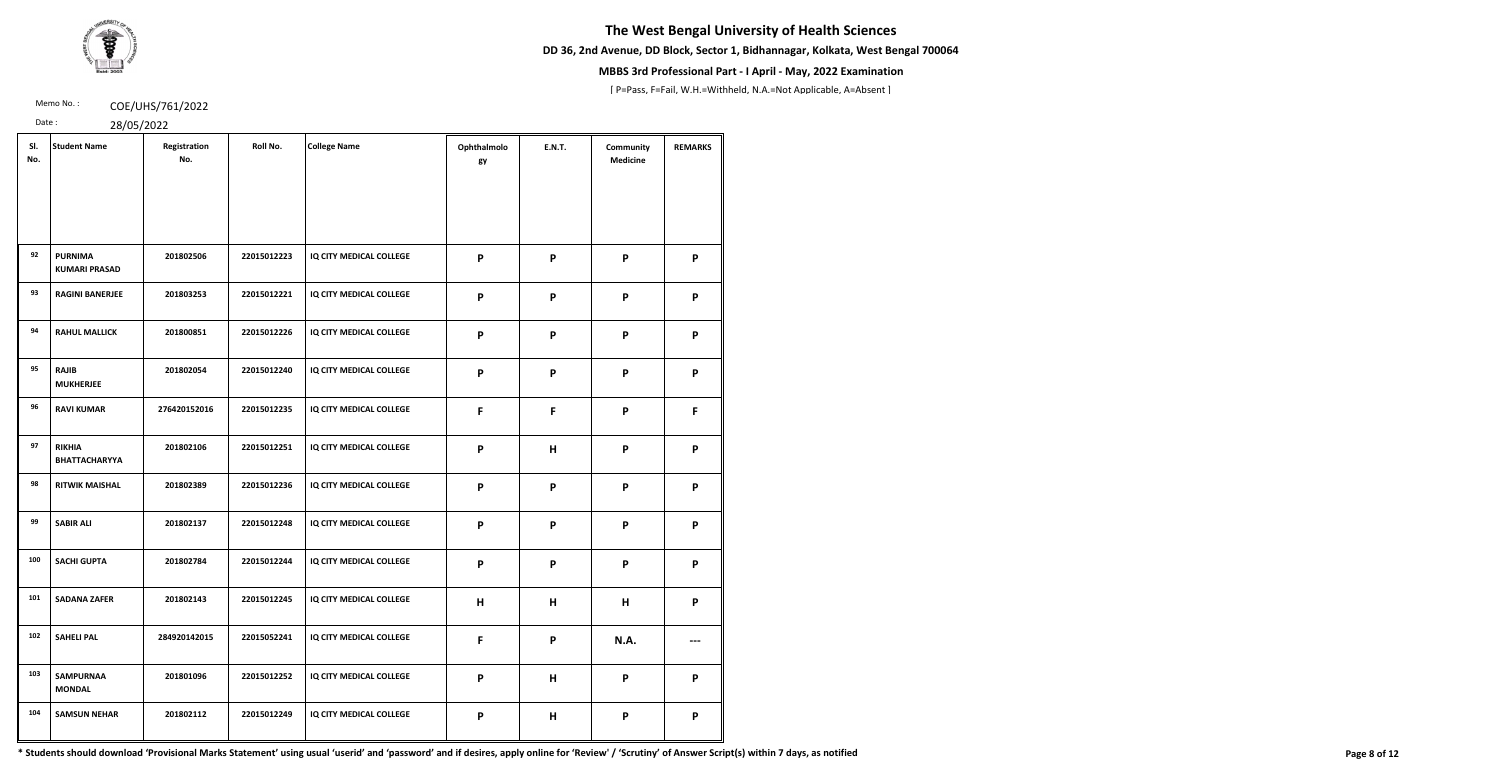# The West Bengal University of Health Sciences

**DD 36, 2nd Avenue, DD Block, Sector 1, Bidhannagar, Kolkata, West Bengal 700064**

**MBBS 3rd Professional Part - I April - May, 2022 Examination**

[ P=Pass, F=Fail, W.H.=Withheld, N.A.=Not Applicable, A=Absent ]

Memo No. : COE/UHS/761/2022

Date : 28/05/2022

| Sl. No. | Student Name | Registration No. | Roll No. | College Name | Ophthalmology | E.N.T. | Community Medicine | REMARKS |
|---|---|---|---|---|---|---|---|---|
| 92 | PURNIMA KUMARI PRASAD | 201802506 | 22015012223 | IQ CITY MEDICAL COLLEGE | P | P | P | P |
| 93 | RAGINI BANERJEE | 201803253 | 22015012221 | IQ CITY MEDICAL COLLEGE | P | P | P | P |
| 94 | RAHUL MALLICK | 201800851 | 22015012226 | IQ CITY MEDICAL COLLEGE | P | P | P | P |
| 95 | RAJIB MUKHERJEE | 201802054 | 22015012240 | IQ CITY MEDICAL COLLEGE | P | P | P | P |
| 96 | RAVI KUMAR | 276420152016 | 22015012235 | IQ CITY MEDICAL COLLEGE | F | F | P | F |
| 97 | RIKHIA BHATTACHARYYA | 201802106 | 22015012251 | IQ CITY MEDICAL COLLEGE | P | H | P | P |
| 98 | RITWIK MAISHAL | 201802389 | 22015012236 | IQ CITY MEDICAL COLLEGE | P | P | P | P |
| 99 | SABIR ALI | 201802137 | 22015012248 | IQ CITY MEDICAL COLLEGE | P | P | P | P |
| 100 | SACHI GUPTA | 201802784 | 22015012244 | IQ CITY MEDICAL COLLEGE | P | P | P | P |
| 101 | SADANA ZAFER | 201802143 | 22015012245 | IQ CITY MEDICAL COLLEGE | H | H | H | P |
| 102 | SAHELI PAL | 284920142015 | 22015052241 | IQ CITY MEDICAL COLLEGE | F | P | N.A. | --- |
| 103 | SAMPURNAA MONDAL | 201801096 | 22015012252 | IQ CITY MEDICAL COLLEGE | P | H | P | P |
| 104 | SAMSUN NEHAR | 201802112 | 22015012249 | IQ CITY MEDICAL COLLEGE | P | H | P | P |

* Students should download 'Provisional Marks Statement' using usual 'userid' and 'password' and if desires, apply online for 'Review' / 'Scrutiny' of Answer Script(s) within 7 days, as notified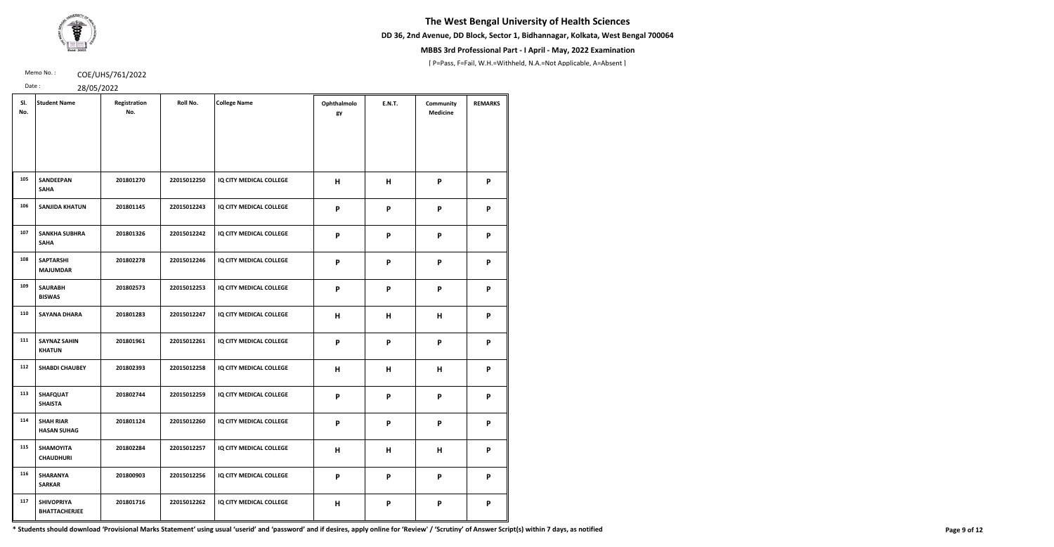# The West Bengal University of Health Sciences

**DD 36, 2nd Avenue, DD Block, Sector 1, Bidhannagar, Kolkata, West Bengal 700064**

**MBBS 3rd Professional Part - I April - May, 2022 Examination**

[ P=Pass, F=Fail, W.H.=Withheld, N.A.=Not Applicable, A=Absent ]

Memo No. : COE/UHS/761/2022

Date : 28/05/2022

| Sl. No. | Student Name | Registration No. | Roll No. | College Name | Ophthalmology | E.N.T. | Community Medicine | REMARKS |
|---|---|---|---|---|---|---|---|---|
| 105 | SANDEEPAN SAHA | 201801270 | 22015012250 | IQ CITY MEDICAL COLLEGE | H | H | P | P |
| 106 | SANJIDA KHATUN | 201801145 | 22015012243 | IQ CITY MEDICAL COLLEGE | P | P | P | P |
| 107 | SANKHA SUBHRA SAHA | 201801326 | 22015012242 | IQ CITY MEDICAL COLLEGE | P | P | P | P |
| 108 | SAPTARSHI MAJUMDAR | 201802278 | 22015012246 | IQ CITY MEDICAL COLLEGE | P | P | P | P |
| 109 | SAURABH BISWAS | 201802573 | 22015012253 | IQ CITY MEDICAL COLLEGE | P | P | P | P |
| 110 | SAYANA DHARA | 201801283 | 22015012247 | IQ CITY MEDICAL COLLEGE | H | H | H | P |
| 111 | SAYNAZ SAHIN KHATUN | 201801961 | 22015012261 | IQ CITY MEDICAL COLLEGE | P | P | P | P |
| 112 | SHABDI CHAUBEY | 201802393 | 22015012258 | IQ CITY MEDICAL COLLEGE | H | H | H | P |
| 113 | SHAFQUAT SHAISTA | 201802744 | 22015012259 | IQ CITY MEDICAL COLLEGE | P | P | P | P |
| 114 | SHAH RIAR HASAN SUHAG | 201801124 | 22015012260 | IQ CITY MEDICAL COLLEGE | P | P | P | P |
| 115 | SHAMOYITA CHAUDHURI | 201802284 | 22015012257 | IQ CITY MEDICAL COLLEGE | H | H | H | P |
| 116 | SHARANYA SARKAR | 201800903 | 22015012256 | IQ CITY MEDICAL COLLEGE | P | P | P | P |
| 117 | SHIVOPRIYA BHATTACHERJEE | 201801716 | 22015012262 | IQ CITY MEDICAL COLLEGE | H | P | P | P |

**\* Students should download 'Provisional Marks Statement' using usual 'userid' and 'password' and if desires, apply online for 'Review' / 'Scrutiny' of Answer Script(s) within 7 days, as notified**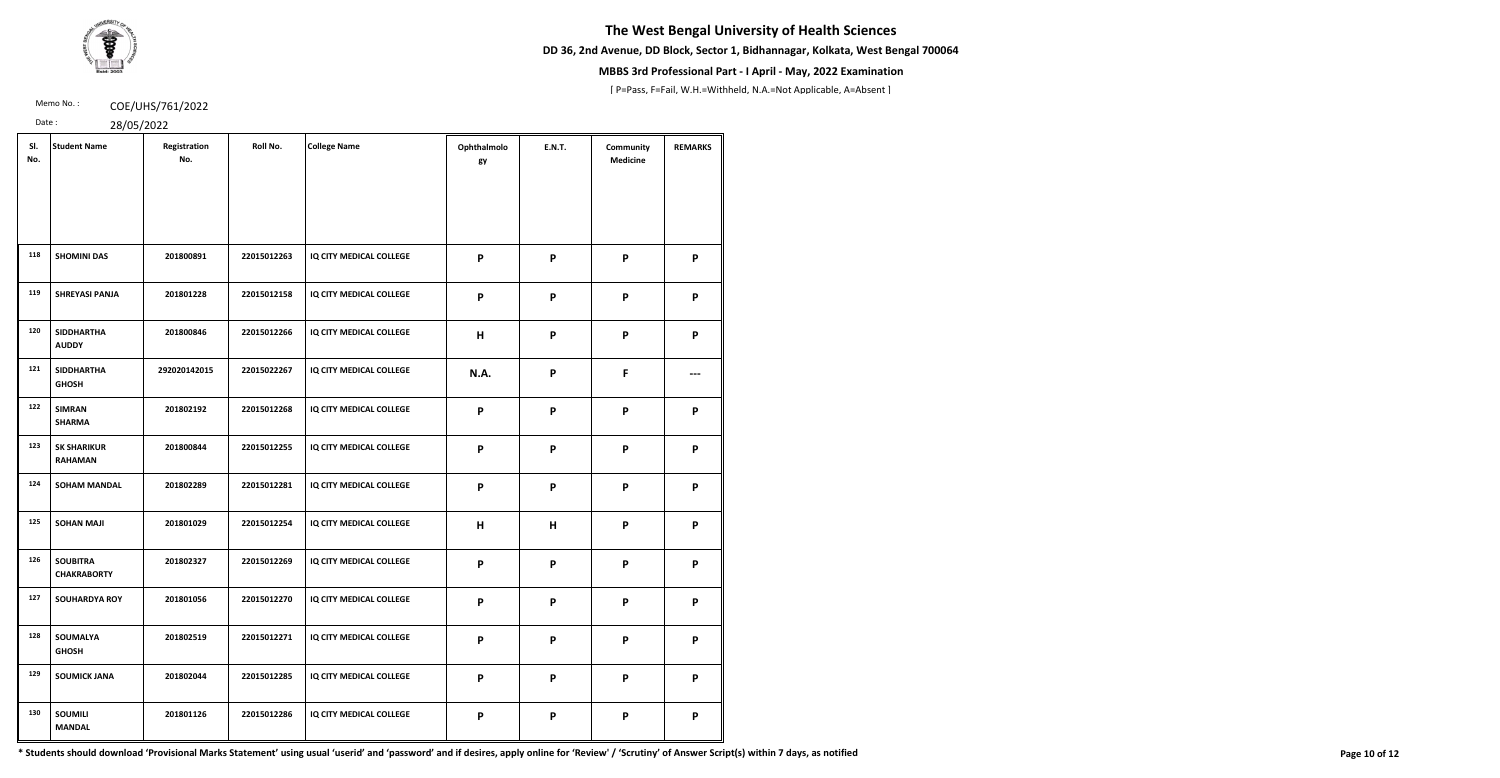# The West Bengal University of Health Sciences

**DD 36, 2nd Avenue, DD Block, Sector 1, Bidhannagar, Kolkata, West Bengal 700064**

**MBBS 3rd Professional Part - I April - May, 2022 Examination**

[ P=Pass, F=Fail, W.H.=Withheld, N.A.=Not Applicable, A=Absent ]

Memo No. : COE/UHS/761/2022

Date : 28/05/2022

| Sl. No. | Student Name | Registration No. | Roll No. | College Name | Ophthalmology | E.N.T. | Community Medicine | REMARKS |
|---|---|---|---|---|---|---|---|---|
| 118 | SHOMINI DAS | 201800891 | 22015012263 | IQ CITY MEDICAL COLLEGE | P | P | P | P |
| 119 | SHREYASI PANJA | 201801228 | 22015012158 | IQ CITY MEDICAL COLLEGE | P | P | P | P |
| 120 | SIDDHARTHA AUDDY | 201800846 | 22015012266 | IQ CITY MEDICAL COLLEGE | H | P | P | P |
| 121 | SIDDHARTHA GHOSH | 292020142015 | 22015022267 | IQ CITY MEDICAL COLLEGE | N.A. | P | F | --- |
| 122 | SIMRAN SHARMA | 201802192 | 22015012268 | IQ CITY MEDICAL COLLEGE | P | P | P | P |
| 123 | SK SHARIKUR RAHAMAN | 201800844 | 22015012255 | IQ CITY MEDICAL COLLEGE | P | P | P | P |
| 124 | SOHAM MANDAL | 201802289 | 22015012281 | IQ CITY MEDICAL COLLEGE | P | P | P | P |
| 125 | SOHAN MAJI | 201801029 | 22015012254 | IQ CITY MEDICAL COLLEGE | H | H | P | P |
| 126 | SOUBITRA CHAKRABORTY | 201802327 | 22015012269 | IQ CITY MEDICAL COLLEGE | P | P | P | P |
| 127 | SOUHARDYA ROY | 201801056 | 22015012270 | IQ CITY MEDICAL COLLEGE | P | P | P | P |
| 128 | SOUMALYA GHOSH | 201802519 | 22015012271 | IQ CITY MEDICAL COLLEGE | P | P | P | P |
| 129 | SOUMICK JANA | 201802044 | 22015012285 | IQ CITY MEDICAL COLLEGE | P | P | P | P |
| 130 | SOUMILI MANDAL | 201801126 | 22015012286 | IQ CITY MEDICAL COLLEGE | P | P | P | P |

**\* Students should download 'Provisional Marks Statement' using usual 'userid' and 'password' and if desires, apply online for 'Review' / 'Scrutiny' of Answer Script(s) within 7 days, as notified**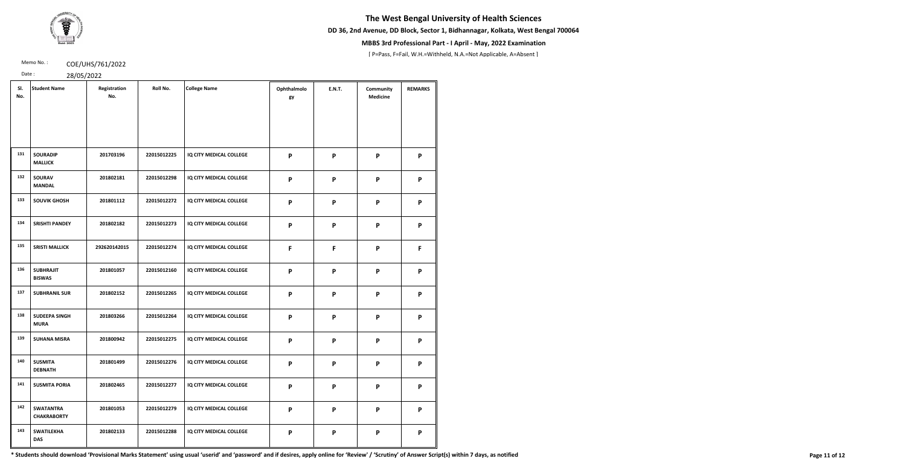# The West Bengal University of Health Sciences

**DD 36, 2nd Avenue, DD Block, Sector 1, Bidhannagar, Kolkata, West Bengal 700064**

**MBBS 3rd Professional Part - I April - May, 2022 Examination**

[ P=Pass, F=Fail, W.H.=Withheld, N.A.=Not Applicable, A=Absent ]

Memo No. : COE/UHS/761/2022

Date : 28/05/2022

| Sl. No. | Student Name | Registration No. | Roll No. | College Name | Ophthalmology | E.N.T. | Community Medicine | REMARKS |
|---|---|---|---|---|---|---|---|---|
| 131 | SOURADIP MALLICK | 201703196 | 22015012225 | IQ CITY MEDICAL COLLEGE | P | P | P | P |
| 132 | SOURAV MANDAL | 201802181 | 22015012298 | IQ CITY MEDICAL COLLEGE | P | P | P | P |
| 133 | SOUVIK GHOSH | 201801112 | 22015012272 | IQ CITY MEDICAL COLLEGE | P | P | P | P |
| 134 | SRISHTI PANDEY | 201802182 | 22015012273 | IQ CITY MEDICAL COLLEGE | P | P | P | P |
| 135 | SRISTI MALLICK | 292620142015 | 22015012274 | IQ CITY MEDICAL COLLEGE | F | F | P | F |
| 136 | SUBHRAJIT BISWAS | 201801057 | 22015012160 | IQ CITY MEDICAL COLLEGE | P | P | P | P |
| 137 | SUBHRANIL SUR | 201802152 | 22015012265 | IQ CITY MEDICAL COLLEGE | P | P | P | P |
| 138 | SUDEEPA SINGH MURA | 201803266 | 22015012264 | IQ CITY MEDICAL COLLEGE | P | P | P | P |
| 139 | SUHANA MISRA | 201800942 | 22015012275 | IQ CITY MEDICAL COLLEGE | P | P | P | P |
| 140 | SUSMITA DEBNATH | 201801499 | 22015012276 | IQ CITY MEDICAL COLLEGE | P | P | P | P |
| 141 | SUSMITA PORIA | 201802465 | 22015012277 | IQ CITY MEDICAL COLLEGE | P | P | P | P |
| 142 | SWATANTRA CHAKRABORTY | 201801053 | 22015012279 | IQ CITY MEDICAL COLLEGE | P | P | P | P |
| 143 | SWATILEKHA DAS | 201802133 | 22015012288 | IQ CITY MEDICAL COLLEGE | P | P | P | P |

* Students should download 'Provisional Marks Statement' using usual 'userid' and 'password' and if desires, apply online for 'Review' / 'Scrutiny' of Answer Script(s) within 7 days, as notified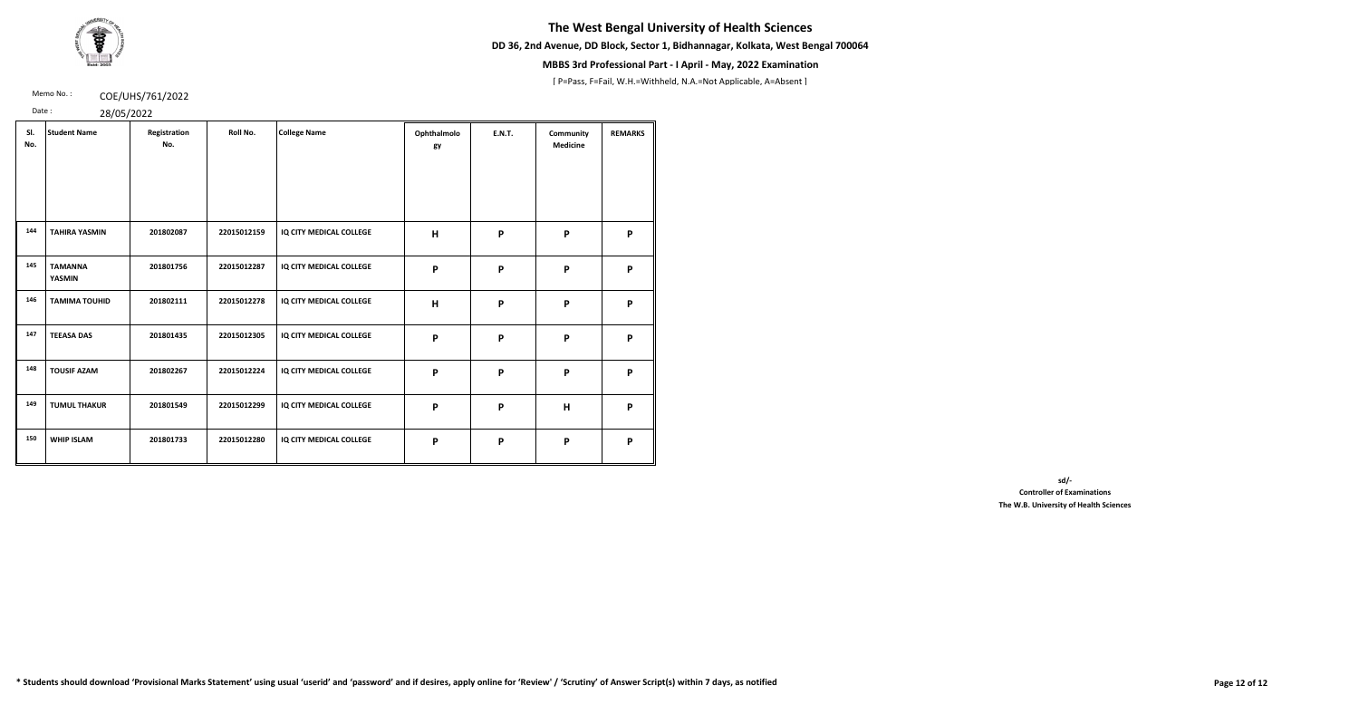# The West Bengal University of Health Sciences

**DD 36, 2nd Avenue, DD Block, Sector 1, Bidhannagar, Kolkata, West Bengal 700064**

**MBBS 3rd Professional Part - I April - May, 2022 Examination**

[ P=Pass, F=Fail, W.H.=Withheld, N.A.=Not Applicable, A=Absent ]

Memo No. : COE/UHS/761/2022

Date : 28/05/2022

| Sl. No. | Student Name | Registration No. | Roll No. | College Name | Ophthalmology | E.N.T. | Community Medicine | REMARKS |
|---|---|---|---|---|---|---|---|---|
| 144 | TAHIRA YASMIN | 201802087 | 22015012159 | IQ CITY MEDICAL COLLEGE | H | P | P | P |
| 145 | TAMANNA YASMIN | 201801756 | 22015012287 | IQ CITY MEDICAL COLLEGE | P | P | P | P |
| 146 | TAMIMA TOUHID | 201802111 | 22015012278 | IQ CITY MEDICAL COLLEGE | H | P | P | P |
| 147 | TEEASA DAS | 201801435 | 22015012305 | IQ CITY MEDICAL COLLEGE | P | P | P | P |
| 148 | TOUSIF AZAM | 201802267 | 22015012224 | IQ CITY MEDICAL COLLEGE | P | P | P | P |
| 149 | TUMUL THAKUR | 201801549 | 22015012299 | IQ CITY MEDICAL COLLEGE | P | P | H | P |
| 150 | WHIP ISLAM | 201801733 | 22015012280 | IQ CITY MEDICAL COLLEGE | P | P | P | P |

sd/-

**Controller of Examinations**

**The W.B. University of Health Sciences**

**\* Students should download 'Provisional Marks Statement' using usual 'userid' and 'password' and if desires, apply online for 'Review' / 'Scrutiny' of Answer Script(s) within 7 days, as notified**